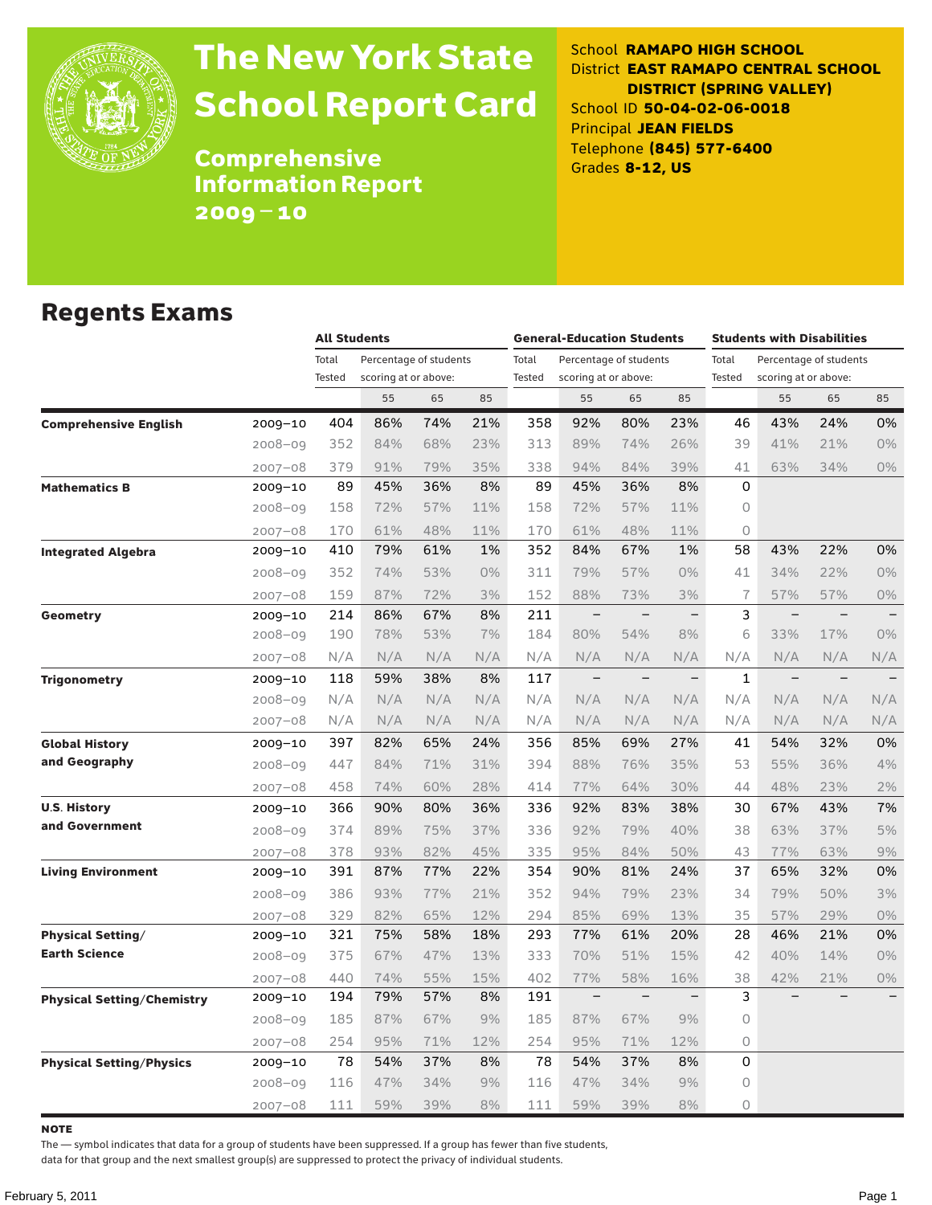# The New York State School Report Card

## Comprehensive Information Report 2009–10

School **RAMAPO HIGH SCHOOL**
District **EAST RAMAPO CENTRAL SCHOOL DISTRICT (SPRING VALLEY)**
School ID **50-04-02-06-0018**
Principal **JEAN FIELDS**
Telephone **(845) 577-6400**
Grades **8-12, US**

## Regents Exams

| | | All Students | | | | General-Education Students | | | | Students with Disabilities | | | |
|---|---|---|---|---|---|---|---|---|---|---|---|---|---|
| | | Total Tested | Percentage of students scoring at or above: | | | Total Tested | Percentage of students scoring at or above: | | | Total Tested | Percentage of students scoring at or above: | | |
| | | | 55 | 65 | 85 | | 55 | 65 | 85 | | 55 | 65 | 85 |
| **Comprehensive English** | 2009–10 | 404 | 86% | 74% | 21% | 358 | 92% | 80% | 23% | 46 | 43% | 24% | 0% |
| | 2008–09 | 352 | 84% | 68% | 23% | 313 | 89% | 74% | 26% | 39 | 41% | 21% | 0% |
| | 2007–08 | 379 | 91% | 79% | 35% | 338 | 94% | 84% | 39% | 41 | 63% | 34% | 0% |
| **Mathematics B** | 2009–10 | 89 | 45% | 36% | 8% | 89 | 45% | 36% | 8% | 0 | | | |
| | 2008–09 | 158 | 72% | 57% | 11% | 158 | 72% | 57% | 11% | 0 | | | |
| | 2007–08 | 170 | 61% | 48% | 11% | 170 | 61% | 48% | 11% | 0 | | | |
| **Integrated Algebra** | 2009–10 | 410 | 79% | 61% | 1% | 352 | 84% | 67% | 1% | 58 | 43% | 22% | 0% |
| | 2008–09 | 352 | 74% | 53% | 0% | 311 | 79% | 57% | 0% | 41 | 34% | 22% | 0% |
| | 2007–08 | 159 | 87% | 72% | 3% | 152 | 88% | 73% | 3% | 7 | 57% | 57% | 0% |
| **Geometry** | 2009–10 | 214 | 86% | 67% | 8% | 211 | – | – | – | 3 | – | – | – |
| | 2008–09 | 190 | 78% | 53% | 7% | 184 | 80% | 54% | 8% | 6 | 33% | 17% | 0% |
| | 2007–08 | N/A | N/A | N/A | N/A | N/A | N/A | N/A | N/A | N/A | N/A | N/A | N/A |
| **Trigonometry** | 2009–10 | 118 | 59% | 38% | 8% | 117 | – | – | – | 1 | – | – | – |
| | 2008–09 | N/A | N/A | N/A | N/A | N/A | N/A | N/A | N/A | N/A | N/A | N/A | N/A |
| | 2007–08 | N/A | N/A | N/A | N/A | N/A | N/A | N/A | N/A | N/A | N/A | N/A | N/A |
| **Global History and Geography** | 2009–10 | 397 | 82% | 65% | 24% | 356 | 85% | 69% | 27% | 41 | 54% | 32% | 0% |
| | 2008–09 | 447 | 84% | 71% | 31% | 394 | 88% | 76% | 35% | 53 | 55% | 36% | 4% |
| | 2007–08 | 458 | 74% | 60% | 28% | 414 | 77% | 64% | 30% | 44 | 48% | 23% | 2% |
| **U.S. History and Government** | 2009–10 | 366 | 90% | 80% | 36% | 336 | 92% | 83% | 38% | 30 | 67% | 43% | 7% |
| | 2008–09 | 374 | 89% | 75% | 37% | 336 | 92% | 79% | 40% | 38 | 63% | 37% | 5% |
| | 2007–08 | 378 | 93% | 82% | 45% | 335 | 95% | 84% | 50% | 43 | 77% | 63% | 9% |
| **Living Environment** | 2009–10 | 391 | 87% | 77% | 22% | 354 | 90% | 81% | 24% | 37 | 65% | 32% | 0% |
| | 2008–09 | 386 | 93% | 77% | 21% | 352 | 94% | 79% | 23% | 34 | 79% | 50% | 3% |
| | 2007–08 | 329 | 82% | 65% | 12% | 294 | 85% | 69% | 13% | 35 | 57% | 29% | 0% |
| **Physical Setting/ Earth Science** | 2009–10 | 321 | 75% | 58% | 18% | 293 | 77% | 61% | 20% | 28 | 46% | 21% | 0% |
| | 2008–09 | 375 | 67% | 47% | 13% | 333 | 70% | 51% | 15% | 42 | 40% | 14% | 0% |
| | 2007–08 | 440 | 74% | 55% | 15% | 402 | 77% | 58% | 16% | 38 | 42% | 21% | 0% |
| **Physical Setting/Chemistry** | 2009–10 | 194 | 79% | 57% | 8% | 191 | – | – | – | 3 | – | – | – |
| | 2008–09 | 185 | 87% | 67% | 9% | 185 | 87% | 67% | 9% | 0 | | | |
| | 2007–08 | 254 | 95% | 71% | 12% | 254 | 95% | 71% | 12% | 0 | | | |
| **Physical Setting/Physics** | 2009–10 | 78 | 54% | 37% | 8% | 78 | 54% | 37% | 8% | 0 | | | |
| | 2008–09 | 116 | 47% | 34% | 9% | 116 | 47% | 34% | 9% | 0 | | | |
| | 2007–08 | 111 | 59% | 39% | 8% | 111 | 59% | 39% | 8% | 0 | | | |

**NOTE**

The — symbol indicates that data for a group of students have been suppressed. If a group has fewer than five students, data for that group and the next smallest group(s) are suppressed to protect the privacy of individual students.

February 5, 2011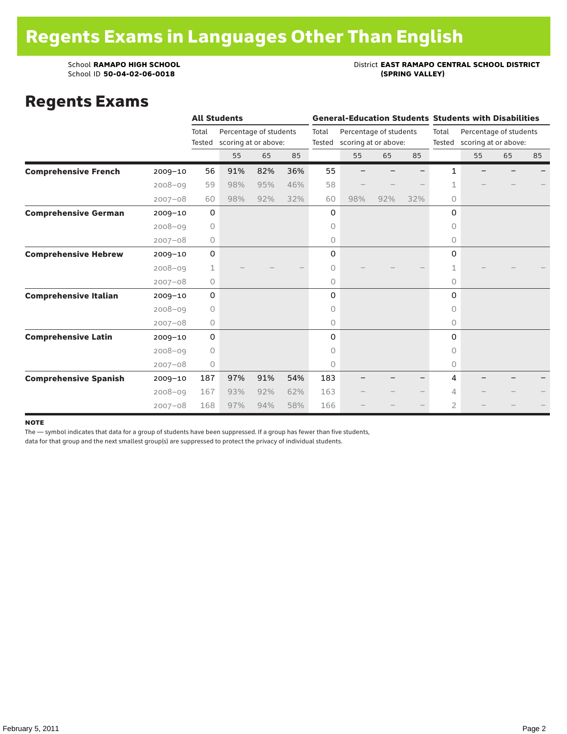# Regents Exams in Languages Other Than English

School **RAMAPO HIGH SCHOOL**
School ID **50-04-02-06-0018**

District **EAST RAMAPO CENTRAL SCHOOL DISTRICT (SPRING VALLEY)**

## Regents Exams

| | | All Students | | | | General-Education Students | | | | Students with Disabilities | | | |
|---|---|---|---|---|---|---|---|---|---|---|---|---|---|
| | | Total Tested | Percentage of students scoring at or above: | | | Total Tested | Percentage of students scoring at or above: | | | Total Tested | Percentage of students scoring at or above: | | |
| | | | 55 | 65 | 85 | | 55 | 65 | 85 | | 55 | 65 | 85 |
| **Comprehensive French** | 2009–10 | 56 | 91% | 82% | 36% | 55 | – | – | – | 1 | – | – | – |
| | 2008–09 | 59 | 98% | 95% | 46% | 58 | – | – | – | 1 | – | – | – |
| | 2007–08 | 60 | 98% | 92% | 32% | 60 | 98% | 92% | 32% | 0 | | | |
| **Comprehensive German** | 2009–10 | 0 | | | | 0 | | | | 0 | | | |
| | 2008–09 | 0 | | | | 0 | | | | 0 | | | |
| | 2007–08 | 0 | | | | 0 | | | | 0 | | | |
| **Comprehensive Hebrew** | 2009–10 | 0 | | | | 0 | | | | 0 | | | |
| | 2008–09 | 1 | – | – | – | 0 | – | – | – | 1 | – | – | – |
| | 2007–08 | 0 | | | | 0 | | | | 0 | | | |
| **Comprehensive Italian** | 2009–10 | 0 | | | | 0 | | | | 0 | | | |
| | 2008–09 | 0 | | | | 0 | | | | 0 | | | |
| | 2007–08 | 0 | | | | 0 | | | | 0 | | | |
| **Comprehensive Latin** | 2009–10 | 0 | | | | 0 | | | | 0 | | | |
| | 2008–09 | 0 | | | | 0 | | | | 0 | | | |
| | 2007–08 | 0 | | | | 0 | | | | 0 | | | |
| **Comprehensive Spanish** | 2009–10 | 187 | 97% | 91% | 54% | 183 | – | – | – | 4 | – | – | – |
| | 2008–09 | 167 | 93% | 92% | 62% | 163 | – | – | – | 4 | – | – | – |
| | 2007–08 | 168 | 97% | 94% | 58% | 166 | – | – | – | 2 | – | – | – |

**NOTE**

The — symbol indicates that data for a group of students have been suppressed. If a group has fewer than five students, data for that group and the next smallest group(s) are suppressed to protect the privacy of individual students.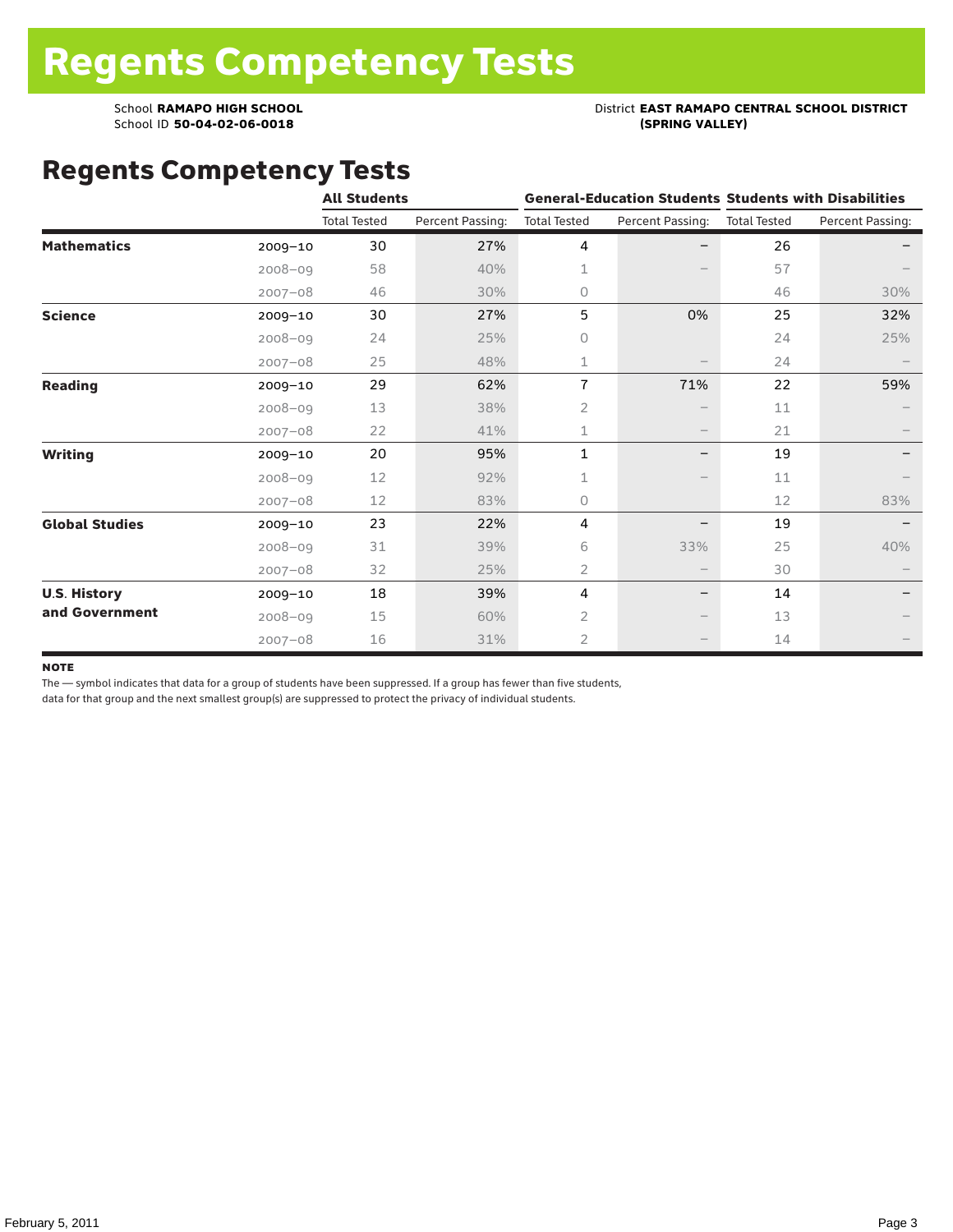# Regents Competency Tests

School **RAMAPO HIGH SCHOOL**
School ID **50-04-02-06-0018**

District **EAST RAMAPO CENTRAL SCHOOL DISTRICT (SPRING VALLEY)**

## Regents Competency Tests

| | | All Students | | General-Education Students | | Students with Disabilities | |
|---|---|---|---|---|---|---|---|
| | | Total Tested | Percent Passing: | Total Tested | Percent Passing: | Total Tested | Percent Passing: |
| **Mathematics** | 2009–10 | 30 | 27% | 4 | – | 26 | – |
| | 2008–09 | 58 | 40% | 1 | – | 57 | – |
| | 2007–08 | 46 | 30% | 0 | | 46 | 30% |
| **Science** | 2009–10 | 30 | 27% | 5 | 0% | 25 | 32% |
| | 2008–09 | 24 | 25% | 0 | | 24 | 25% |
| | 2007–08 | 25 | 48% | 1 | – | 24 | – |
| **Reading** | 2009–10 | 29 | 62% | 7 | 71% | 22 | 59% |
| | 2008–09 | 13 | 38% | 2 | – | 11 | – |
| | 2007–08 | 22 | 41% | 1 | – | 21 | – |
| **Writing** | 2009–10 | 20 | 95% | 1 | – | 19 | – |
| | 2008–09 | 12 | 92% | 1 | – | 11 | – |
| | 2007–08 | 12 | 83% | 0 | | 12 | 83% |
| **Global Studies** | 2009–10 | 23 | 22% | 4 | – | 19 | – |
| | 2008–09 | 31 | 39% | 6 | 33% | 25 | 40% |
| | 2007–08 | 32 | 25% | 2 | – | 30 | – |
| **U.S. History and Government** | 2009–10 | 18 | 39% | 4 | – | 14 | – |
| | 2008–09 | 15 | 60% | 2 | – | 13 | – |
| | 2007–08 | 16 | 31% | 2 | – | 14 | – |

**NOTE**

The — symbol indicates that data for a group of students have been suppressed. If a group has fewer than five students, data for that group and the next smallest group(s) are suppressed to protect the privacy of individual students.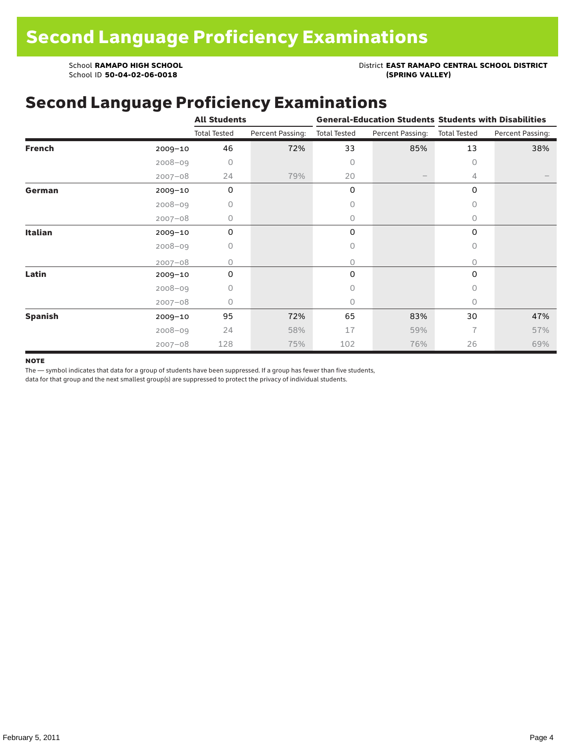# Second Language Proficiency Examinations

School **RAMAPO HIGH SCHOOL**
School ID **50-04-02-06-0018**

District **EAST RAMAPO CENTRAL SCHOOL DISTRICT (SPRING VALLEY)**

## Second Language Proficiency Examinations

| | | All Students | | General-Education Students | | Students with Disabilities | |
|---|---|---|---|---|---|---|---|
| | | Total Tested | Percent Passing: | Total Tested | Percent Passing: | Total Tested | Percent Passing: |
| **French** | 2009–10 | 46 | 72% | 33 | 85% | 13 | 38% |
| | 2008–09 | 0 | | 0 | | 0 | |
| | 2007–08 | 24 | 79% | 20 | – | 4 | – |
| **German** | 2009–10 | 0 | | 0 | | 0 | |
| | 2008–09 | 0 | | 0 | | 0 | |
| | 2007–08 | 0 | | 0 | | 0 | |
| **Italian** | 2009–10 | 0 | | 0 | | 0 | |
| | 2008–09 | 0 | | 0 | | 0 | |
| | 2007–08 | 0 | | 0 | | 0 | |
| **Latin** | 2009–10 | 0 | | 0 | | 0 | |
| | 2008–09 | 0 | | 0 | | 0 | |
| | 2007–08 | 0 | | 0 | | 0 | |
| **Spanish** | 2009–10 | 95 | 72% | 65 | 83% | 30 | 47% |
| | 2008–09 | 24 | 58% | 17 | 59% | 7 | 57% |
| | 2007–08 | 128 | 75% | 102 | 76% | 26 | 69% |

**NOTE**

The — symbol indicates that data for a group of students have been suppressed. If a group has fewer than five students, data for that group and the next smallest group(s) are suppressed to protect the privacy of individual students.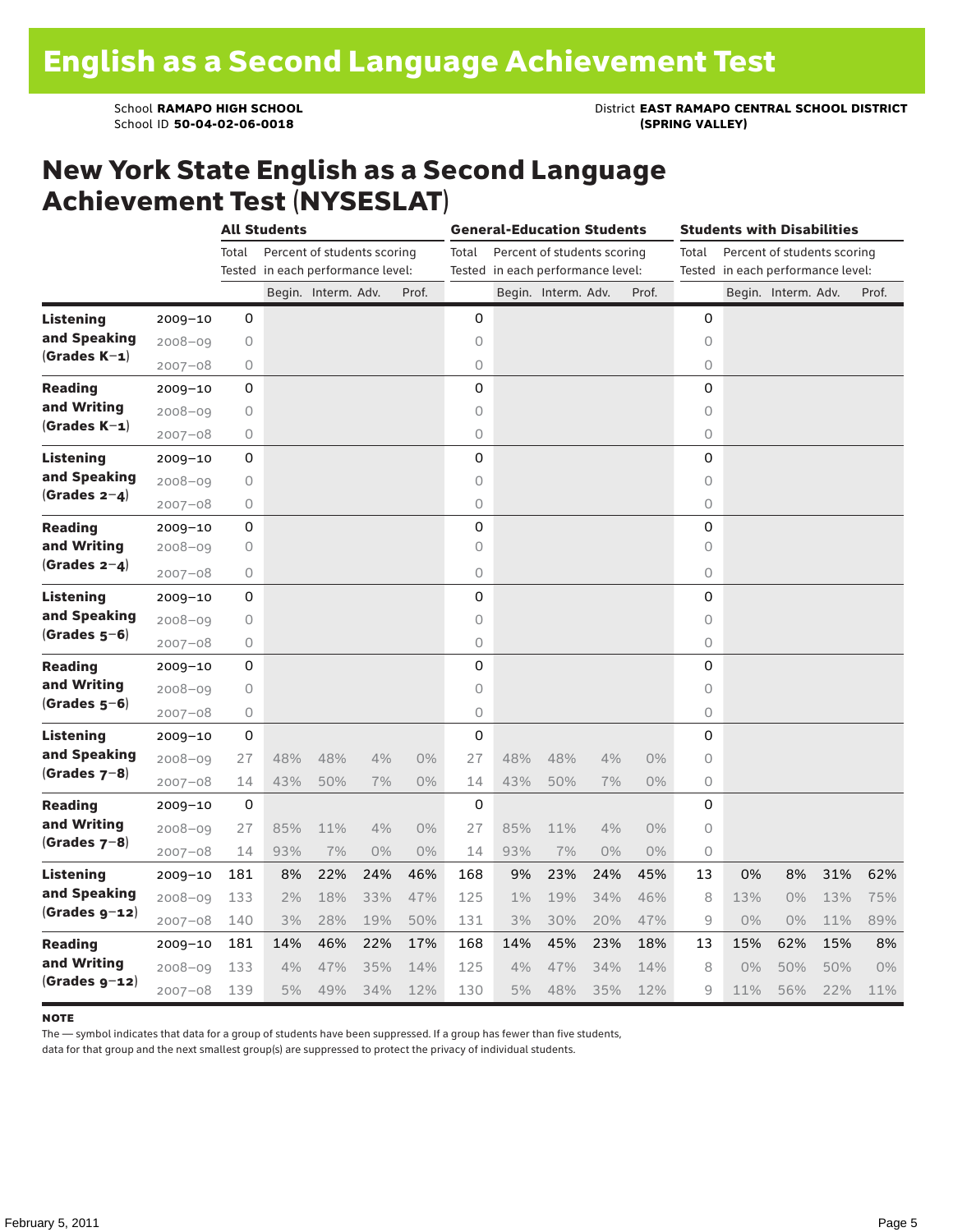# English as a Second Language Achievement Test

School **RAMAPO HIGH SCHOOL**
School ID **50-04-02-06-0018**

District **EAST RAMAPO CENTRAL SCHOOL DISTRICT (SPRING VALLEY)**

## New York State English as a Second Language Achievement Test (NYSESLAT)

| | | All Students | | | | | General-Education Students | | | | | Students with Disabilities | | | | |
|---|---|---|---|---|---|---|---|---|---|---|---|---|---|---|---|---|
| | | Total Tested | Percent of students scoring in each performance level: | | | | Total Tested | Percent of students scoring in each performance level: | | | | Total Tested | Percent of students scoring in each performance level: | | | |
| | | | Begin. | Interm. | Adv. | Prof. | | Begin. | Interm. | Adv. | Prof. | | Begin. | Interm. | Adv. | Prof. |
| **Listening and Speaking (Grades K–1)** | 2009–10 | 0 | | | | | 0 | | | | | 0 | | | | |
| | 2008–09 | 0 | | | | | 0 | | | | | 0 | | | | |
| | 2007–08 | 0 | | | | | 0 | | | | | 0 | | | | |
| **Reading and Writing (Grades K–1)** | 2009–10 | 0 | | | | | 0 | | | | | 0 | | | | |
| | 2008–09 | 0 | | | | | 0 | | | | | 0 | | | | |
| | 2007–08 | 0 | | | | | 0 | | | | | 0 | | | | |
| **Listening and Speaking (Grades 2–4)** | 2009–10 | 0 | | | | | 0 | | | | | 0 | | | | |
| | 2008–09 | 0 | | | | | 0 | | | | | 0 | | | | |
| | 2007–08 | 0 | | | | | 0 | | | | | 0 | | | | |
| **Reading and Writing (Grades 2–4)** | 2009–10 | 0 | | | | | 0 | | | | | 0 | | | | |
| | 2008–09 | 0 | | | | | 0 | | | | | 0 | | | | |
| | 2007–08 | 0 | | | | | 0 | | | | | 0 | | | | |
| **Listening and Speaking (Grades 5–6)** | 2009–10 | 0 | | | | | 0 | | | | | 0 | | | | |
| | 2008–09 | 0 | | | | | 0 | | | | | 0 | | | | |
| | 2007–08 | 0 | | | | | 0 | | | | | 0 | | | | |
| **Reading and Writing (Grades 5–6)** | 2009–10 | 0 | | | | | 0 | | | | | 0 | | | | |
| | 2008–09 | 0 | | | | | 0 | | | | | 0 | | | | |
| | 2007–08 | 0 | | | | | 0 | | | | | 0 | | | | |
| **Listening and Speaking (Grades 7–8)** | 2009–10 | 0 | | | | | 0 | | | | | 0 | | | | |
| | 2008–09 | 27 | 48% | 48% | 4% | 0% | 27 | 48% | 48% | 4% | 0% | 0 | | | | |
| | 2007–08 | 14 | 43% | 50% | 7% | 0% | 14 | 43% | 50% | 7% | 0% | 0 | | | | |
| **Reading and Writing (Grades 7–8)** | 2009–10 | 0 | | | | | 0 | | | | | 0 | | | | |
| | 2008–09 | 27 | 85% | 11% | 4% | 0% | 27 | 85% | 11% | 4% | 0% | 0 | | | | |
| | 2007–08 | 14 | 93% | 7% | 0% | 0% | 14 | 93% | 7% | 0% | 0% | 0 | | | | |
| **Listening and Speaking (Grades 9–12)** | 2009–10 | 181 | 8% | 22% | 24% | 46% | 168 | 9% | 23% | 24% | 45% | 13 | 0% | 8% | 31% | 62% |
| | 2008–09 | 133 | 2% | 18% | 33% | 47% | 125 | 1% | 19% | 34% | 46% | 8 | 13% | 0% | 13% | 75% |
| | 2007–08 | 140 | 3% | 28% | 19% | 50% | 131 | 3% | 30% | 20% | 47% | 9 | 0% | 0% | 11% | 89% |
| **Reading and Writing (Grades 9–12)** | 2009–10 | 181 | 14% | 46% | 22% | 17% | 168 | 14% | 45% | 23% | 18% | 13 | 15% | 62% | 15% | 8% |
| | 2008–09 | 133 | 4% | 47% | 35% | 14% | 125 | 4% | 47% | 34% | 14% | 8 | 0% | 50% | 50% | 0% |
| | 2007–08 | 139 | 5% | 49% | 34% | 12% | 130 | 5% | 48% | 35% | 12% | 9 | 11% | 56% | 22% | 11% |

**NOTE**

The — symbol indicates that data for a group of students have been suppressed. If a group has fewer than five students, data for that group and the next smallest group(s) are suppressed to protect the privacy of individual students.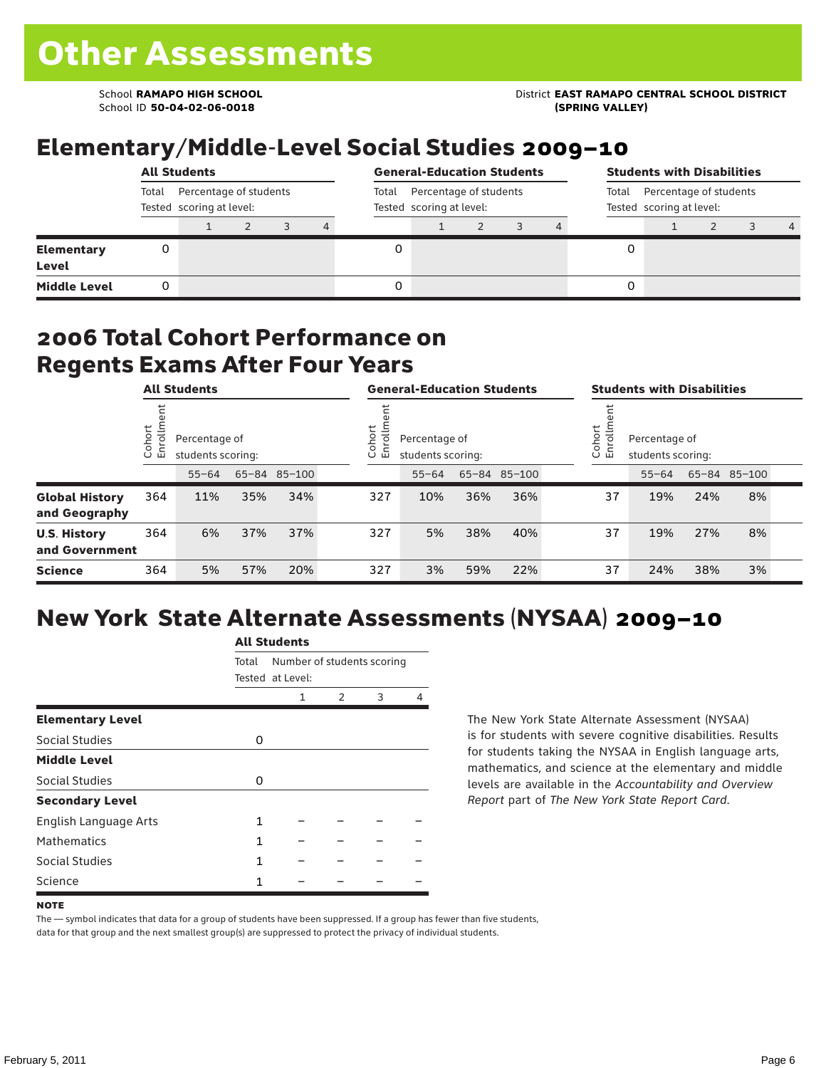# Other Assessments

School **RAMAPO HIGH SCHOOL**
School ID **50-04-02-06-0018**

District **EAST RAMAPO CENTRAL SCHOOL DISTRICT (SPRING VALLEY)**

## Elementary/Middle-Level Social Studies 2009–10

| | All Students | | | | | General-Education Students | | | | | Students with Disabilities | | | | |
|---|---|---|---|---|---|---|---|---|---|---|---|---|---|---|---|
| | Total Tested | Percentage of students scoring at level: | | | | Total Tested | Percentage of students scoring at level: | | | | Total Tested | Percentage of students scoring at level: | | | |
| | | 1 | 2 | 3 | 4 | | 1 | 2 | 3 | 4 | | 1 | 2 | 3 | 4 |
| **Elementary Level** | 0 | | | | | 0 | | | | | 0 | | | | |
| **Middle Level** | 0 | | | | | 0 | | | | | 0 | | | | |

## 2006 Total Cohort Performance on Regents Exams After Four Years

| | All Students | | | | General-Education Students | | | | Students with Disabilities | | | |
|---|---|---|---|---|---|---|---|---|---|---|---|---|
| | Cohort Enrollment | Percentage of students scoring: | | | Cohort Enrollment | Percentage of students scoring: | | | Cohort Enrollment | Percentage of students scoring: | | |
| | | 55–64 | 65–84 | 85–100 | | 55–64 | 65–84 | 85–100 | | 55–64 | 65–84 | 85–100 |
| **Global History and Geography** | 364 | 11% | 35% | 34% | 327 | 10% | 36% | 36% | 37 | 19% | 24% | 8% |
| **U.S. History and Government** | 364 | 6% | 37% | 37% | 327 | 5% | 38% | 40% | 37 | 19% | 27% | 8% |
| **Science** | 364 | 5% | 57% | 20% | 327 | 3% | 59% | 22% | 37 | 24% | 38% | 3% |

## New York State Alternate Assessments (NYSAA) 2009–10

| | All Students | | | | |
|---|---|---|---|---|---|
| | Total Tested | Number of students scoring at Level: | | | |
| | | 1 | 2 | 3 | 4 |
| **Elementary Level** | | | | | |
| Social Studies | 0 | | | | |
| **Middle Level** | | | | | |
| Social Studies | 0 | | | | |
| **Secondary Level** | | | | | |
| English Language Arts | 1 | – | – | – | – |
| Mathematics | 1 | – | – | – | – |
| Social Studies | 1 | – | – | – | – |
| Science | 1 | – | – | – | – |

The New York State Alternate Assessment (NYSAA) is for students with severe cognitive disabilities. Results for students taking the NYSAA in English language arts, mathematics, and science at the elementary and middle levels are available in the *Accountability and Overview Report* part of *The New York State Report Card*.

**NOTE**

The — symbol indicates that data for a group of students have been suppressed. If a group has fewer than five students, data for that group and the next smallest group(s) are suppressed to protect the privacy of individual students.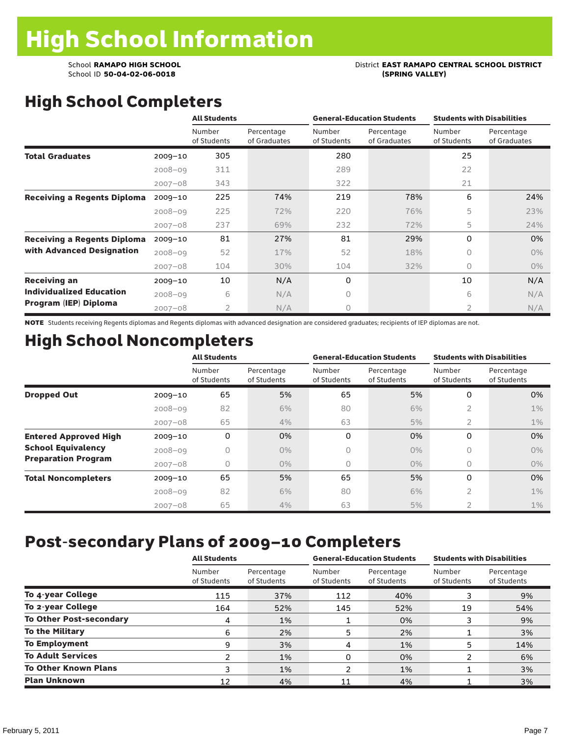# High School Information

School **RAMAPO HIGH SCHOOL**
School ID **50-04-02-06-0018**

District **EAST RAMAPO CENTRAL SCHOOL DISTRICT (SPRING VALLEY)**

## High School Completers

| | | All Students | | General-Education Students | | Students with Disabilities | |
|---|---|---|---|---|---|---|---|
| | | Number of Students | Percentage of Graduates | Number of Students | Percentage of Graduates | Number of Students | Percentage of Graduates |
| **Total Graduates** | 2009–10 | 305 | | 280 | | 25 | |
| | 2008–09 | 311 | | 289 | | 22 | |
| | 2007–08 | 343 | | 322 | | 21 | |
| **Receiving a Regents Diploma** | 2009–10 | 225 | 74% | 219 | 78% | 6 | 24% |
| | 2008–09 | 225 | 72% | 220 | 76% | 5 | 23% |
| | 2007–08 | 237 | 69% | 232 | 72% | 5 | 24% |
| **Receiving a Regents Diploma with Advanced Designation** | 2009–10 | 81 | 27% | 81 | 29% | 0 | 0% |
| | 2008–09 | 52 | 17% | 52 | 18% | 0 | 0% |
| | 2007–08 | 104 | 30% | 104 | 32% | 0 | 0% |
| **Receiving an Individualized Education Program (IEP) Diploma** | 2009–10 | 10 | N/A | 0 | | 10 | N/A |
| | 2008–09 | 6 | N/A | 0 | | 6 | N/A |
| | 2007–08 | 2 | N/A | 0 | | 2 | N/A |

**NOTE** Students receiving Regents diplomas and Regents diplomas with advanced designation are considered graduates; recipients of IEP diplomas are not.

## High School Noncompleters

| | | All Students | | General-Education Students | | Students with Disabilities | |
|---|---|---|---|---|---|---|---|
| | | Number of Students | Percentage of Students | Number of Students | Percentage of Students | Number of Students | Percentage of Students |
| **Dropped Out** | 2009–10 | 65 | 5% | 65 | 5% | 0 | 0% |
| | 2008–09 | 82 | 6% | 80 | 6% | 2 | 1% |
| | 2007–08 | 65 | 4% | 63 | 5% | 2 | 1% |
| **Entered Approved High School Equivalency Preparation Program** | 2009–10 | 0 | 0% | 0 | 0% | 0 | 0% |
| | 2008–09 | 0 | 0% | 0 | 0% | 0 | 0% |
| | 2007–08 | 0 | 0% | 0 | 0% | 0 | 0% |
| **Total Noncompleters** | 2009–10 | 65 | 5% | 65 | 5% | 0 | 0% |
| | 2008–09 | 82 | 6% | 80 | 6% | 2 | 1% |
| | 2007–08 | 65 | 4% | 63 | 5% | 2 | 1% |

## Post-secondary Plans of 2009–10 Completers

| | All Students | | General-Education Students | | Students with Disabilities | |
|---|---|---|---|---|---|---|
| | Number of Students | Percentage of Students | Number of Students | Percentage of Students | Number of Students | Percentage of Students |
| **To 4-year College** | 115 | 37% | 112 | 40% | 3 | 9% |
| **To 2-year College** | 164 | 52% | 145 | 52% | 19 | 54% |
| **To Other Post-secondary** | 4 | 1% | 1 | 0% | 3 | 9% |
| **To the Military** | 6 | 2% | 5 | 2% | 1 | 3% |
| **To Employment** | 9 | 3% | 4 | 1% | 5 | 14% |
| **To Adult Services** | 2 | 1% | 0 | 0% | 2 | 6% |
| **To Other Known Plans** | 3 | 1% | 2 | 1% | 1 | 3% |
| **Plan Unknown** | 12 | 4% | 11 | 4% | 1 | 3% |

February 5, 2011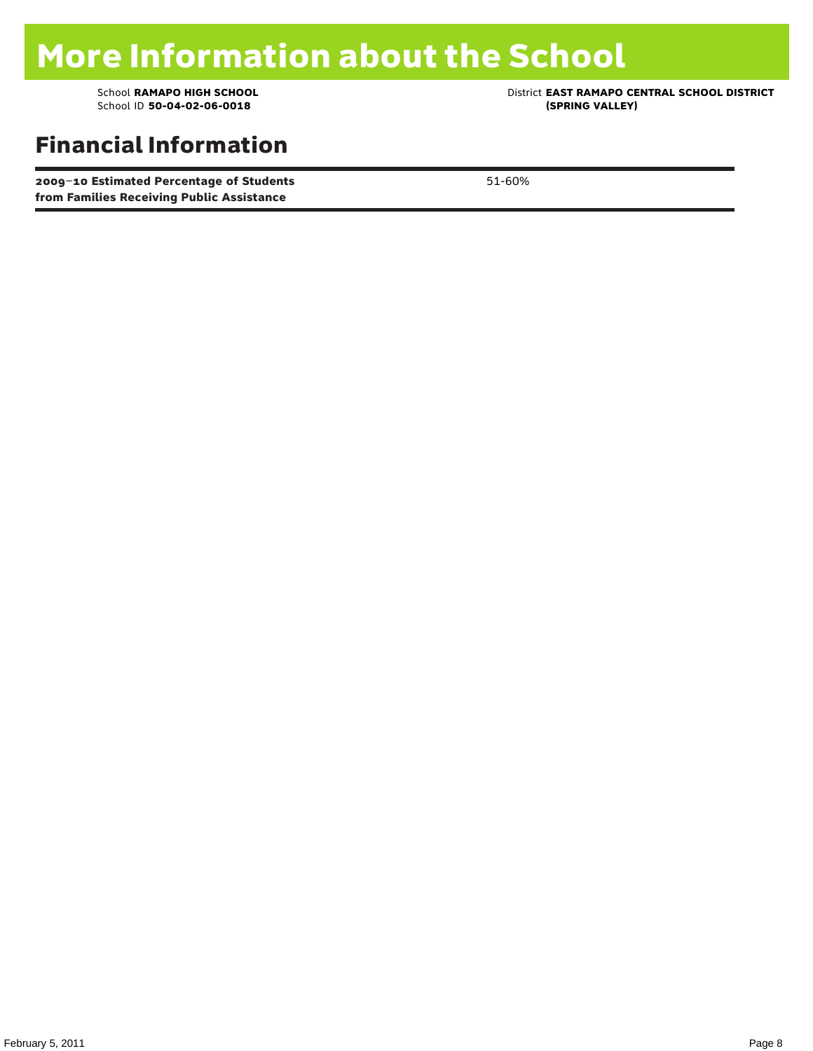# More Information about the School

School **RAMAPO HIGH SCHOOL**
School ID **50-04-02-06-0018**

District **EAST RAMAPO CENTRAL SCHOOL DISTRICT (SPRING VALLEY)**

## Financial Information

| | |
|---|---|
| **2009–10 Estimated Percentage of Students from Families Receiving Public Assistance** | 51-60% |